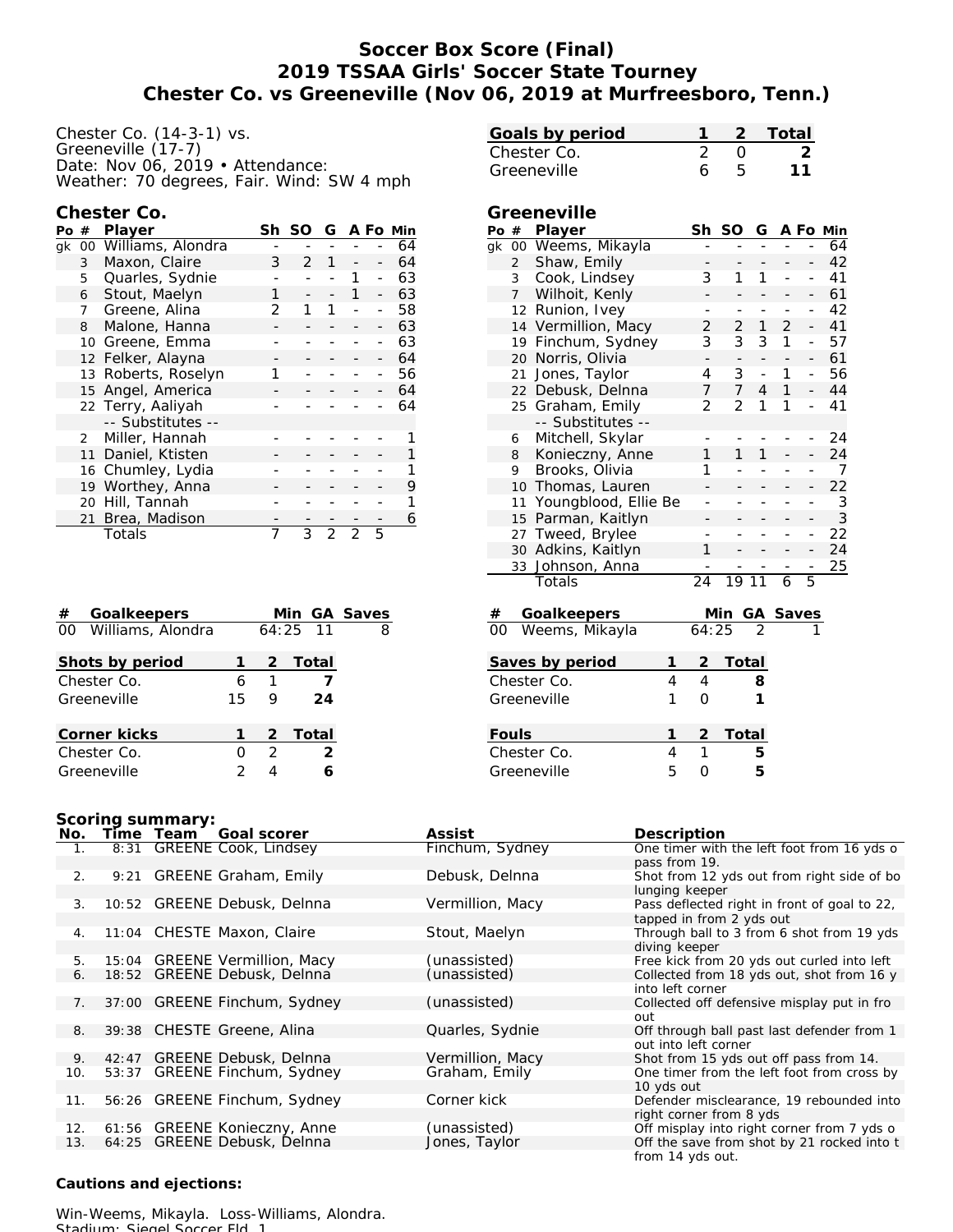# Soccer Box Score (Final)
## 2019 TSSAA Girls' Soccer State Tourney
## Chester Co. vs Greeneville (Nov 06, 2019 at Murfreesboro, Tenn.)

Chester Co. (14-3-1) vs.
Greeneville (17-7)
Date: Nov 06, 2019 • Attendance:
Weather: 70 degrees, Fair. Wind: SW 4 mph

| Goals by period | 1 | 2 | Total |
|---|---|---|---|
| Chester Co. | 2 | 0 | **2** |
| Greeneville | 6 | 5 | **11** |

### Chester Co.

| Po | # | Player | Sh | SO | G | A | Fo | Min |
|---|---|---|---|---|---|---|---|---|
| gk | 00 | Williams, Alondra | - | - | - | - | - | 64 |
| | 3 | Maxon, Claire | 3 | 2 | 1 | - | - | 64 |
| | 5 | Quarles, Sydnie | - | - | - | 1 | - | 63 |
| | 6 | Stout, Maelyn | 1 | - | - | 1 | - | 63 |
| | 7 | Greene, Alina | 2 | 1 | 1 | - | - | 58 |
| | 8 | Malone, Hanna | - | - | - | - | - | 63 |
| | 10 | Greene, Emma | - | - | - | - | - | 63 |
| | 12 | Felker, Alayna | - | - | - | - | - | 64 |
| | 13 | Roberts, Roselyn | 1 | - | - | - | - | 56 |
| | 15 | Angel, America | - | - | - | - | - | 64 |
| | 22 | Terry, Aaliyah | - | - | - | - | - | 64 |
| | | -- Substitutes -- | | | | | | |
| | 2 | Miller, Hannah | - | - | - | - | - | 1 |
| | 11 | Daniel, Ktisten | - | - | - | - | - | 1 |
| | 16 | Chumley, Lydia | - | - | - | - | - | 1 |
| | 19 | Worthey, Anna | - | - | - | - | - | 9 |
| | 20 | Hill, Tannah | - | - | - | - | - | 1 |
| | 21 | Brea, Madison | - | - | - | - | - | 6 |
| | | Totals | 7 | 3 | 2 | 2 | 5 | |

### Greeneville

| Po | # | Player | Sh | SO | G | A | Fo | Min |
|---|---|---|---|---|---|---|---|---|
| gk | 00 | Weems, Mikayla | - | - | - | - | - | 64 |
| | 2 | Shaw, Emily | - | - | - | - | - | 42 |
| | 3 | Cook, Lindsey | 3 | 1 | 1 | - | - | 41 |
| | 7 | Wilhoit, Kenly | - | - | - | - | - | 61 |
| | 12 | Runion, Ivey | - | - | - | - | - | 42 |
| | 14 | Vermillion, Macy | 2 | 2 | 1 | 2 | - | 41 |
| | 19 | Finchum, Sydney | 3 | 3 | 3 | 1 | - | 57 |
| | 20 | Norris, Olivia | - | - | - | - | - | 61 |
| | 21 | Jones, Taylor | 4 | 3 | - | 1 | - | 56 |
| | 22 | Debusk, Delnna | 7 | 7 | 4 | 1 | - | 44 |
| | 25 | Graham, Emily | 2 | 2 | 1 | 1 | - | 41 |
| | | -- Substitutes -- | | | | | | |
| | 6 | Mitchell, Skylar | - | - | - | - | - | 24 |
| | 8 | Konieczny, Anne | 1 | 1 | 1 | - | - | 24 |
| | 9 | Brooks, Olivia | 1 | - | - | - | - | 7 |
| | 10 | Thomas, Lauren | - | - | - | - | - | 22 |
| | 11 | Youngblood, Ellie Be | - | - | - | - | - | 3 |
| | 15 | Parman, Kaitlyn | - | - | - | - | - | 3 |
| | 27 | Tweed, Brylee | - | - | - | - | - | 22 |
| | 30 | Adkins, Kaitlyn | 1 | - | - | - | - | 24 |
| | 33 | Johnson, Anna | - | - | - | - | - | 25 |
| | | Totals | 24 | 19 | 11 | 6 | 5 | |

| # | Goalkeepers | Min | GA | Saves |
|---|---|---|---|---|
| 00 | Williams, Alondra | 64:25 | 11 | 8 |

| # | Goalkeepers | Min | GA | Saves |
|---|---|---|---|---|
| 00 | Weems, Mikayla | 64:25 | 2 | 1 |

| Shots by period | 1 | 2 | Total |
|---|---|---|---|
| Chester Co. | 6 | 1 | 7 |
| Greeneville | 15 | 9 | **24** |

| Saves by period | 1 | 2 | Total |
|---|---|---|---|
| Chester Co. | 4 | 4 | **8** |
| Greeneville | 1 | 0 | **1** |

| Corner kicks | 1 | 2 | Total |
|---|---|---|---|
| Chester Co. | 0 | 2 | **2** |
| Greeneville | 2 | 4 | **6** |

| Fouls | 1 | 2 | Total |
|---|---|---|---|
| Chester Co. | 4 | 1 | **5** |
| Greeneville | 5 | 0 | **5** |

### Scoring summary:

| No. | Time | Team | Goal scorer | Assist | Description |
|---|---|---|---|---|---|
| 1. | 8:31 | GREENE | Cook, Lindsey | Finchum, Sydney | One timer with the left foot from 16 yds o pass from 19. |
| 2. | 9:21 | GREENE | Graham, Emily | Debusk, Delnna | Shot from 12 yds out from right side of bo lunging keeper |
| 3. | 10:52 | GREENE | Debusk, Delnna | Vermillion, Macy | Pass deflected right in front of goal to 22, tapped in from 2 yds out |
| 4. | 11:04 | CHESTE | Maxon, Claire | Stout, Maelyn | Through ball to 3 from 6 shot from 19 yds diving keeper |
| 5. | 15:04 | GREENE | Vermillion, Macy | (unassisted) | Free kick from 20 yds out curled into left |
| 6. | 18:52 | GREENE | Debusk, Delnna | (unassisted) | Collected from 18 yds out, shot from 16 y into left corner |
| 7. | 37:00 | GREENE | Finchum, Sydney | (unassisted) | Collected off defensive misplay put in fro out |
| 8. | 39:38 | CHESTE | Greene, Alina | Quarles, Sydnie | Off through ball past last defender from 1 out into left corner |
| 9. | 42:47 | GREENE | Debusk, Delnna | Vermillion, Macy | Shot from 15 yds out off pass from 14. |
| 10. | 53:37 | GREENE | Finchum, Sydney | Graham, Emily | One timer from the left foot from cross by 10 yds out |
| 11. | 56:26 | GREENE | Finchum, Sydney | Corner kick | Defender misclearance, 19 rebounded into right corner from 8 yds |
| 12. | 61:56 | GREENE | Konieczny, Anne | (unassisted) | Off misplay into right corner from 7 yds o |
| 13. | 64:25 | GREENE | Debusk, Delnna | Jones, Taylor | Off the save from shot by 21 rocked into t from 14 yds out. |

**Cautions and ejections:**

Win-Weems, Mikayla. Loss-Williams, Alondra.
Stadium: Siegel Soccer Fld. 1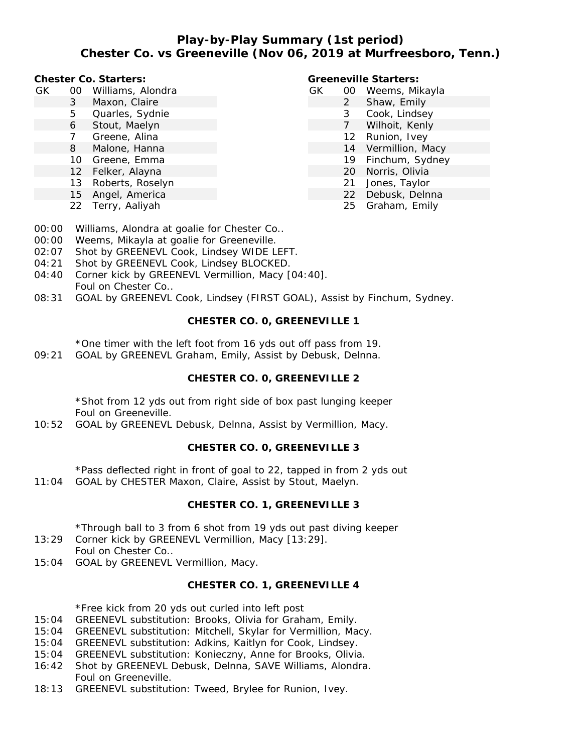# Play-by-Play Summary (1st period)
## Chester Co. vs Greeneville (Nov 06, 2019 at Murfreesboro, Tenn.)

**Chester Co. Starters:**

| | | |
|---|---|---|
| GK | 00 | Williams, Alondra |
| | 3 | Maxon, Claire |
| | 5 | Quarles, Sydnie |
| | 6 | Stout, Maelyn |
| | 7 | Greene, Alina |
| | 8 | Malone, Hanna |
| | 10 | Greene, Emma |
| | 12 | Felker, Alayna |
| | 13 | Roberts, Roselyn |
| | 15 | Angel, America |
| | 22 | Terry, Aaliyah |

**Greeneville Starters:**

| | | |
|---|---|---|
| GK | 00 | Weems, Mikayla |
| | 2 | Shaw, Emily |
| | 3 | Cook, Lindsey |
| | 7 | Wilhoit, Kenly |
| | 12 | Runion, Ivey |
| | 14 | Vermillion, Macy |
| | 19 | Finchum, Sydney |
| | 20 | Norris, Olivia |
| | 21 | Jones, Taylor |
| | 22 | Debusk, Delnna |
| | 25 | Graham, Emily |

00:00 Williams, Alondra at goalie for Chester Co..
00:00 Weems, Mikayla at goalie for Greeneville.
02:07 Shot by GREENEVL Cook, Lindsey WIDE LEFT.
04:21 Shot by GREENEVL Cook, Lindsey BLOCKED.
04:40 Corner kick by GREENEVL Vermillion, Macy [04:40].
Foul on Chester Co..
08:31 GOAL by GREENEVL Cook, Lindsey (FIRST GOAL), Assist by Finchum, Sydney.

**CHESTER CO. 0, GREENEVILLE 1**

*One timer with the left foot from 16 yds out off pass from 19.
09:21 GOAL by GREENEVL Graham, Emily, Assist by Debusk, Delnna.

**CHESTER CO. 0, GREENEVILLE 2**

*Shot from 12 yds out from right side of box past lunging keeper
Foul on Greeneville.
10:52 GOAL by GREENEVL Debusk, Delnna, Assist by Vermillion, Macy.

**CHESTER CO. 0, GREENEVILLE 3**

*Pass deflected right in front of goal to 22, tapped in from 2 yds out
11:04 GOAL by CHESTER Maxon, Claire, Assist by Stout, Maelyn.

**CHESTER CO. 1, GREENEVILLE 3**

*Through ball to 3 from 6 shot from 19 yds out past diving keeper
13:29 Corner kick by GREENEVL Vermillion, Macy [13:29].
Foul on Chester Co..
15:04 GOAL by GREENEVL Vermillion, Macy.

**CHESTER CO. 1, GREENEVILLE 4**

*Free kick from 20 yds out curled into left post
15:04 GREENEVL substitution: Brooks, Olivia for Graham, Emily.
15:04 GREENEVL substitution: Mitchell, Skylar for Vermillion, Macy.
15:04 GREENEVL substitution: Adkins, Kaitlyn for Cook, Lindsey.
15:04 GREENEVL substitution: Konieczny, Anne for Brooks, Olivia.
16:42 Shot by GREENEVL Debusk, Delnna, SAVE Williams, Alondra.
Foul on Greeneville.
18:13 GREENEVL substitution: Tweed, Brylee for Runion, Ivey.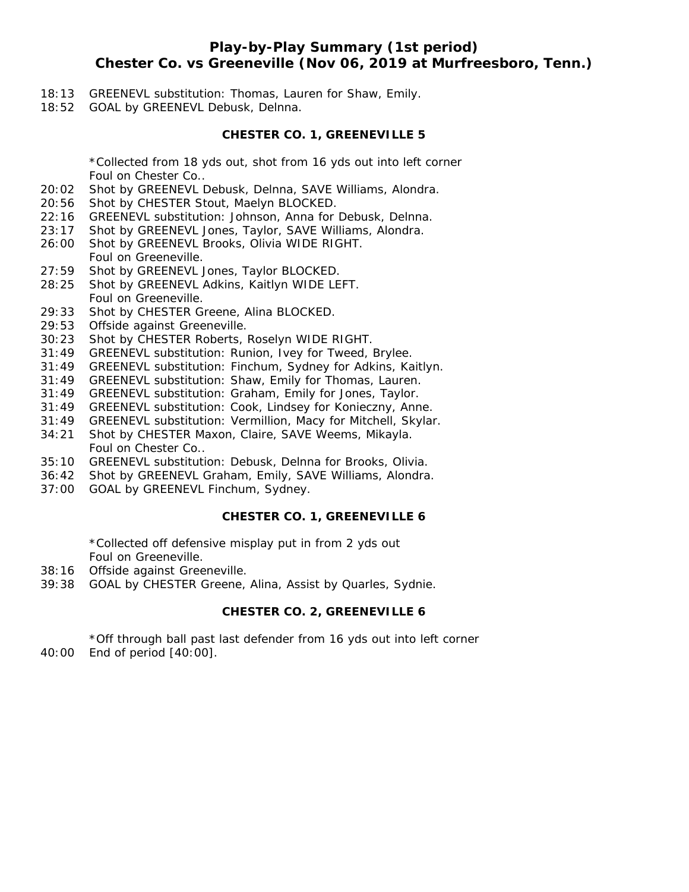## Play-by-Play Summary (1st period)
## Chester Co. vs Greeneville (Nov 06, 2019 at Murfreesboro, Tenn.)

18:13 GREENEVL substitution: Thomas, Lauren for Shaw, Emily.
18:52 GOAL by GREENEVL Debusk, Delnna.

**CHESTER CO. 1, GREENEVILLE 5**

*Collected from 18 yds out, shot from 16 yds out into left corner
Foul on Chester Co..
20:02 Shot by GREENEVL Debusk, Delnna, SAVE Williams, Alondra.
20:56 Shot by CHESTER Stout, Maelyn BLOCKED.
22:16 GREENEVL substitution: Johnson, Anna for Debusk, Delnna.
23:17 Shot by GREENEVL Jones, Taylor, SAVE Williams, Alondra.
26:00 Shot by GREENEVL Brooks, Olivia WIDE RIGHT.
Foul on Greeneville.
27:59 Shot by GREENEVL Jones, Taylor BLOCKED.
28:25 Shot by GREENEVL Adkins, Kaitlyn WIDE LEFT.
Foul on Greeneville.
29:33 Shot by CHESTER Greene, Alina BLOCKED.
29:53 Offside against Greeneville.
30:23 Shot by CHESTER Roberts, Roselyn WIDE RIGHT.
31:49 GREENEVL substitution: Runion, Ivey for Tweed, Brylee.
31:49 GREENEVL substitution: Finchum, Sydney for Adkins, Kaitlyn.
31:49 GREENEVL substitution: Shaw, Emily for Thomas, Lauren.
31:49 GREENEVL substitution: Graham, Emily for Jones, Taylor.
31:49 GREENEVL substitution: Cook, Lindsey for Konieczny, Anne.
31:49 GREENEVL substitution: Vermillion, Macy for Mitchell, Skylar.
34:21 Shot by CHESTER Maxon, Claire, SAVE Weems, Mikayla.
Foul on Chester Co..
35:10 GREENEVL substitution: Debusk, Delnna for Brooks, Olivia.
36:42 Shot by GREENEVL Graham, Emily, SAVE Williams, Alondra.
37:00 GOAL by GREENEVL Finchum, Sydney.

**CHESTER CO. 1, GREENEVILLE 6**

*Collected off defensive misplay put in from 2 yds out
Foul on Greeneville.
38:16 Offside against Greeneville.
39:38 GOAL by CHESTER Greene, Alina, Assist by Quarles, Sydnie.

**CHESTER CO. 2, GREENEVILLE 6**

*Off through ball past last defender from 16 yds out into left corner
40:00 End of period [40:00].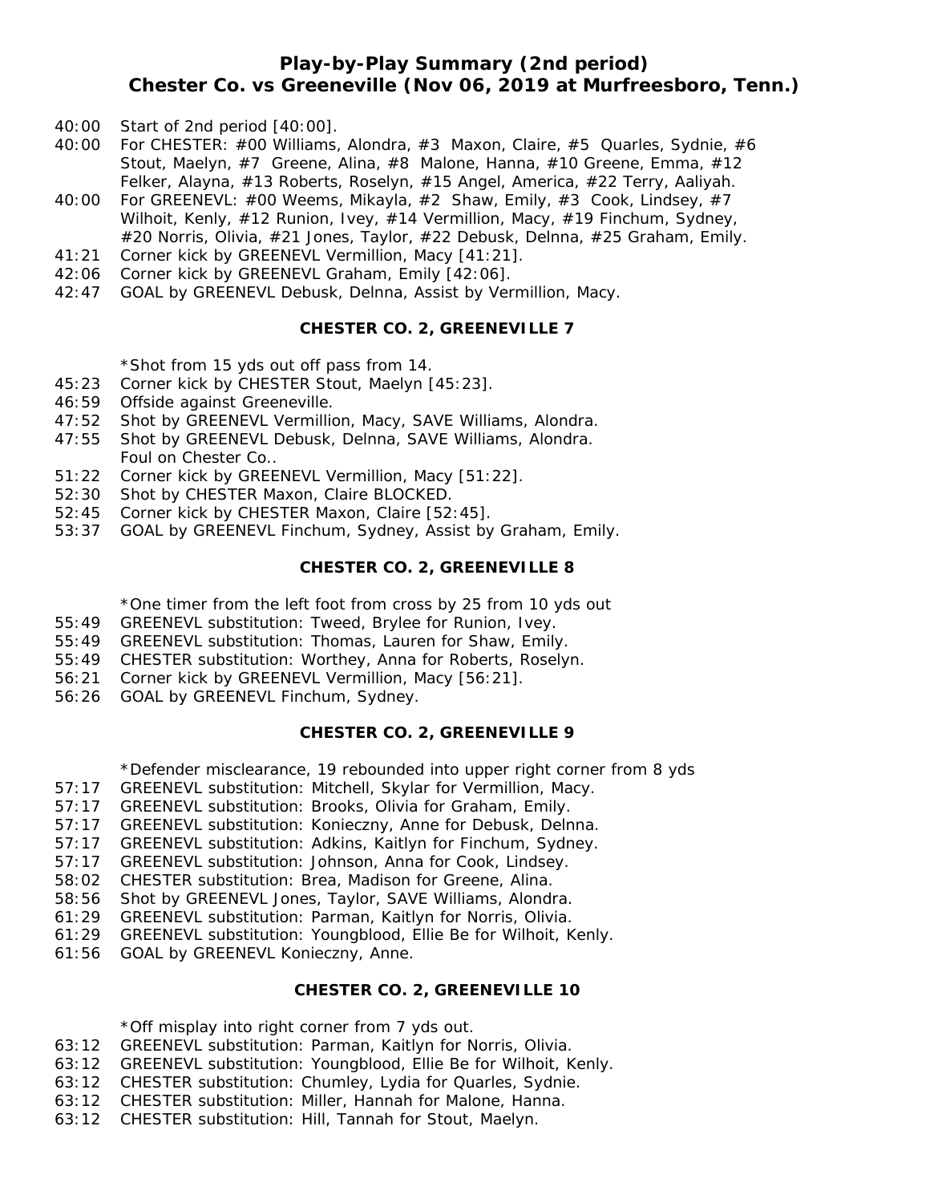## Play-by-Play Summary (2nd period)
## Chester Co. vs Greeneville (Nov 06, 2019 at Murfreesboro, Tenn.)

40:00 Start of 2nd period [40:00].
40:00 For CHESTER: #00 Williams, Alondra, #3 Maxon, Claire, #5 Quarles, Sydnie, #6 Stout, Maelyn, #7 Greene, Alina, #8 Malone, Hanna, #10 Greene, Emma, #12 Felker, Alayna, #13 Roberts, Roselyn, #15 Angel, America, #22 Terry, Aaliyah.
40:00 For GREENEVL: #00 Weems, Mikayla, #2 Shaw, Emily, #3 Cook, Lindsey, #7 Wilhoit, Kenly, #12 Runion, Ivey, #14 Vermillion, Macy, #19 Finchum, Sydney, #20 Norris, Olivia, #21 Jones, Taylor, #22 Debusk, Delnna, #25 Graham, Emily.
41:21 Corner kick by GREENEVL Vermillion, Macy [41:21].
42:06 Corner kick by GREENEVL Graham, Emily [42:06].
42:47 GOAL by GREENEVL Debusk, Delnna, Assist by Vermillion, Macy.

**CHESTER CO. 2, GREENEVILLE 7**

*Shot from 15 yds out off pass from 14.
45:23 Corner kick by CHESTER Stout, Maelyn [45:23].
46:59 Offside against Greeneville.
47:52 Shot by GREENEVL Vermillion, Macy, SAVE Williams, Alondra.
47:55 Shot by GREENEVL Debusk, Delnna, SAVE Williams, Alondra.
Foul on Chester Co..
51:22 Corner kick by GREENEVL Vermillion, Macy [51:22].
52:30 Shot by CHESTER Maxon, Claire BLOCKED.
52:45 Corner kick by CHESTER Maxon, Claire [52:45].
53:37 GOAL by GREENEVL Finchum, Sydney, Assist by Graham, Emily.

**CHESTER CO. 2, GREENEVILLE 8**

*One timer from the left foot from cross by 25 from 10 yds out
55:49 GREENEVL substitution: Tweed, Brylee for Runion, Ivey.
55:49 GREENEVL substitution: Thomas, Lauren for Shaw, Emily.
55:49 CHESTER substitution: Worthey, Anna for Roberts, Roselyn.
56:21 Corner kick by GREENEVL Vermillion, Macy [56:21].
56:26 GOAL by GREENEVL Finchum, Sydney.

**CHESTER CO. 2, GREENEVILLE 9**

*Defender misclearance, 19 rebounded into upper right corner from 8 yds
57:17 GREENEVL substitution: Mitchell, Skylar for Vermillion, Macy.
57:17 GREENEVL substitution: Brooks, Olivia for Graham, Emily.
57:17 GREENEVL substitution: Konieczny, Anne for Debusk, Delnna.
57:17 GREENEVL substitution: Adkins, Kaitlyn for Finchum, Sydney.
57:17 GREENEVL substitution: Johnson, Anna for Cook, Lindsey.
58:02 CHESTER substitution: Brea, Madison for Greene, Alina.
58:56 Shot by GREENEVL Jones, Taylor, SAVE Williams, Alondra.
61:29 GREENEVL substitution: Parman, Kaitlyn for Norris, Olivia.
61:29 GREENEVL substitution: Youngblood, Ellie Be for Wilhoit, Kenly.
61:56 GOAL by GREENEVL Konieczny, Anne.

**CHESTER CO. 2, GREENEVILLE 10**

*Off misplay into right corner from 7 yds out.
63:12 GREENEVL substitution: Parman, Kaitlyn for Norris, Olivia.
63:12 GREENEVL substitution: Youngblood, Ellie Be for Wilhoit, Kenly.
63:12 CHESTER substitution: Chumley, Lydia for Quarles, Sydnie.
63:12 CHESTER substitution: Miller, Hannah for Malone, Hanna.
63:12 CHESTER substitution: Hill, Tannah for Stout, Maelyn.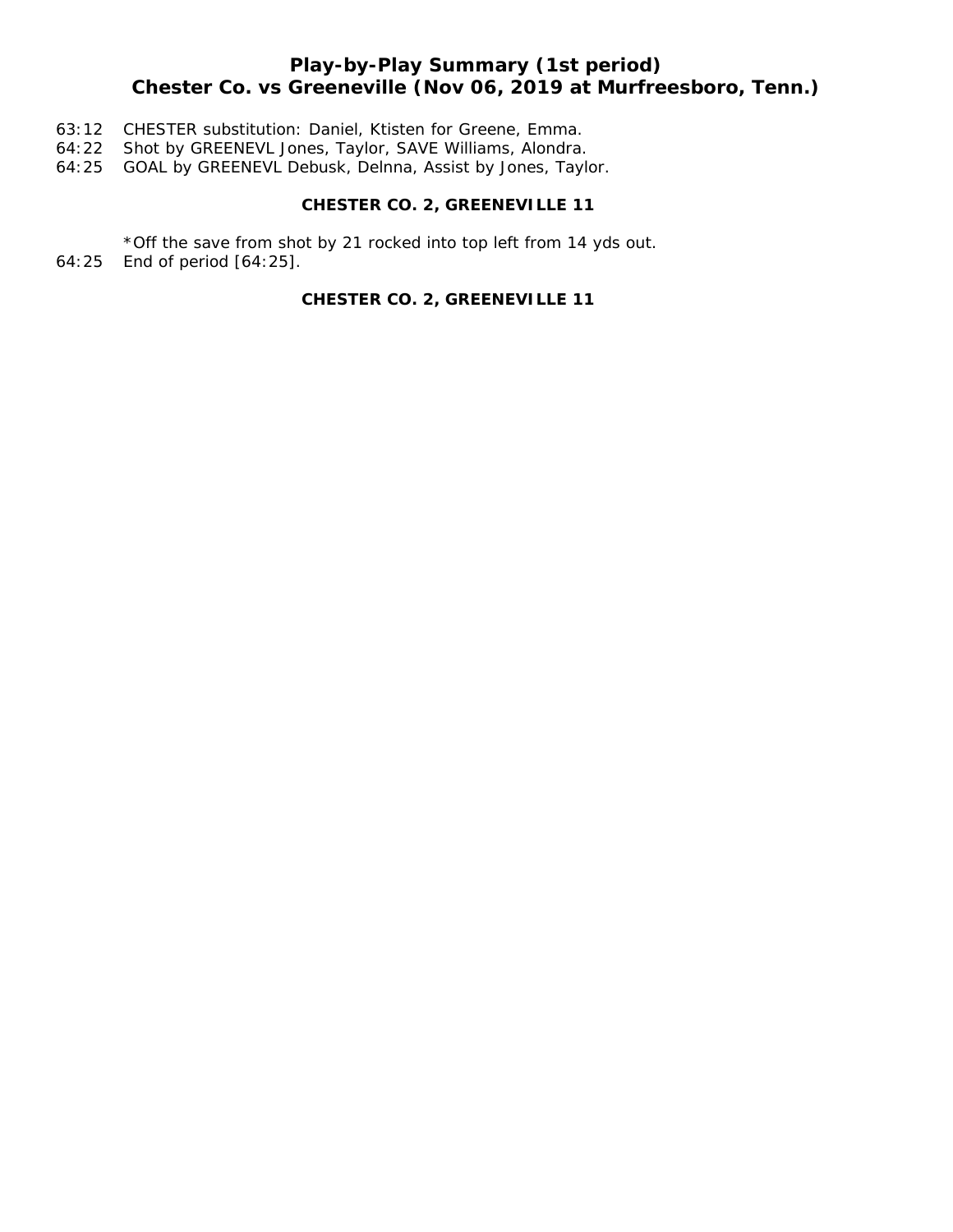## Play-by-Play Summary (1st period)
## Chester Co. vs Greeneville (Nov 06, 2019 at Murfreesboro, Tenn.)

63:12 CHESTER substitution: Daniel, Ktisten for Greene, Emma.
64:22 Shot by GREENEVL Jones, Taylor, SAVE Williams, Alondra.
64:25 GOAL by GREENEVL Debusk, Delnna, Assist by Jones, Taylor.

**CHESTER CO. 2, GREENEVILLE 11**

*Off the save from shot by 21 rocked into top left from 14 yds out.
64:25 End of period [64:25].

**CHESTER CO. 2, GREENEVILLE 11**